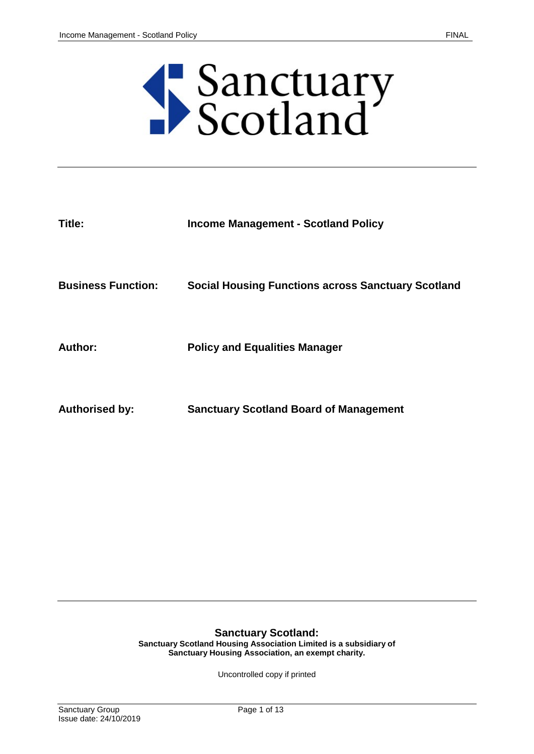# Sanctuary Scotland

**Title:** Income Management - Scotland Policy

**Business Function:** Social Housing Functions across Sanctuary Scotland

**Author:** Policy and Equalities Manager

**Authorised by:** Sanctuary Scotland Board of Management

**Sanctuary Scotland:**
**Sanctuary Scotland Housing Association Limited is a subsidiary of Sanctuary Housing Association, an exempt charity.**

Uncontrolled copy if printed

Sanctuary Group
Issue date: 24/10/2019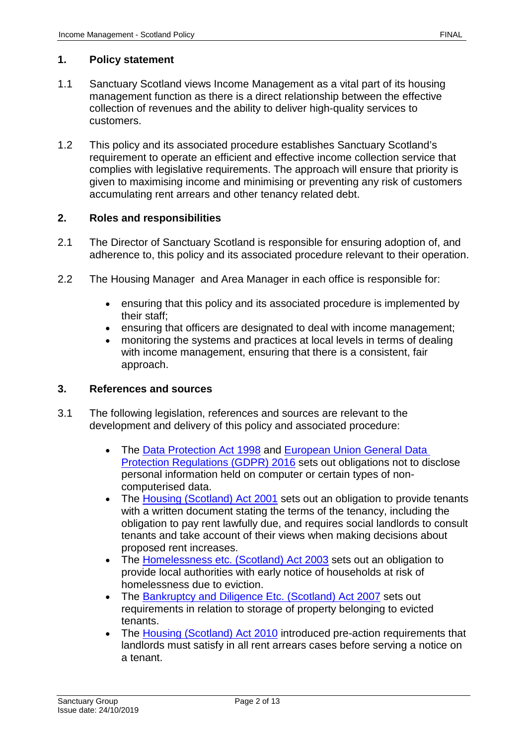## 1. Policy statement

1.1 Sanctuary Scotland views Income Management as a vital part of its housing management function as there is a direct relationship between the effective collection of revenues and the ability to deliver high-quality services to customers.

1.2 This policy and its associated procedure establishes Sanctuary Scotland's requirement to operate an efficient and effective income collection service that complies with legislative requirements. The approach will ensure that priority is given to maximising income and minimising or preventing any risk of customers accumulating rent arrears and other tenancy related debt.

## 2. Roles and responsibilities

2.1 The Director of Sanctuary Scotland is responsible for ensuring adoption of, and adherence to, this policy and its associated procedure relevant to their operation.

2.2 The Housing Manager and Area Manager in each office is responsible for:

- ensuring that this policy and its associated procedure is implemented by their staff;
- ensuring that officers are designated to deal with income management;
- monitoring the systems and practices at local levels in terms of dealing with income management, ensuring that there is a consistent, fair approach.

## 3. References and sources

3.1 The following legislation, references and sources are relevant to the development and delivery of this policy and associated procedure:

- The Data Protection Act 1998 and European Union General Data Protection Regulations (GDPR) 2016 sets out obligations not to disclose personal information held on computer or certain types of non-computerised data.
- The Housing (Scotland) Act 2001 sets out an obligation to provide tenants with a written document stating the terms of the tenancy, including the obligation to pay rent lawfully due, and requires social landlords to consult tenants and take account of their views when making decisions about proposed rent increases.
- The Homelessness etc. (Scotland) Act 2003 sets out an obligation to provide local authorities with early notice of households at risk of homelessness due to eviction.
- The Bankruptcy and Diligence Etc. (Scotland) Act 2007 sets out requirements in relation to storage of property belonging to evicted tenants.
- The Housing (Scotland) Act 2010 introduced pre-action requirements that landlords must satisfy in all rent arrears cases before serving a notice on a tenant.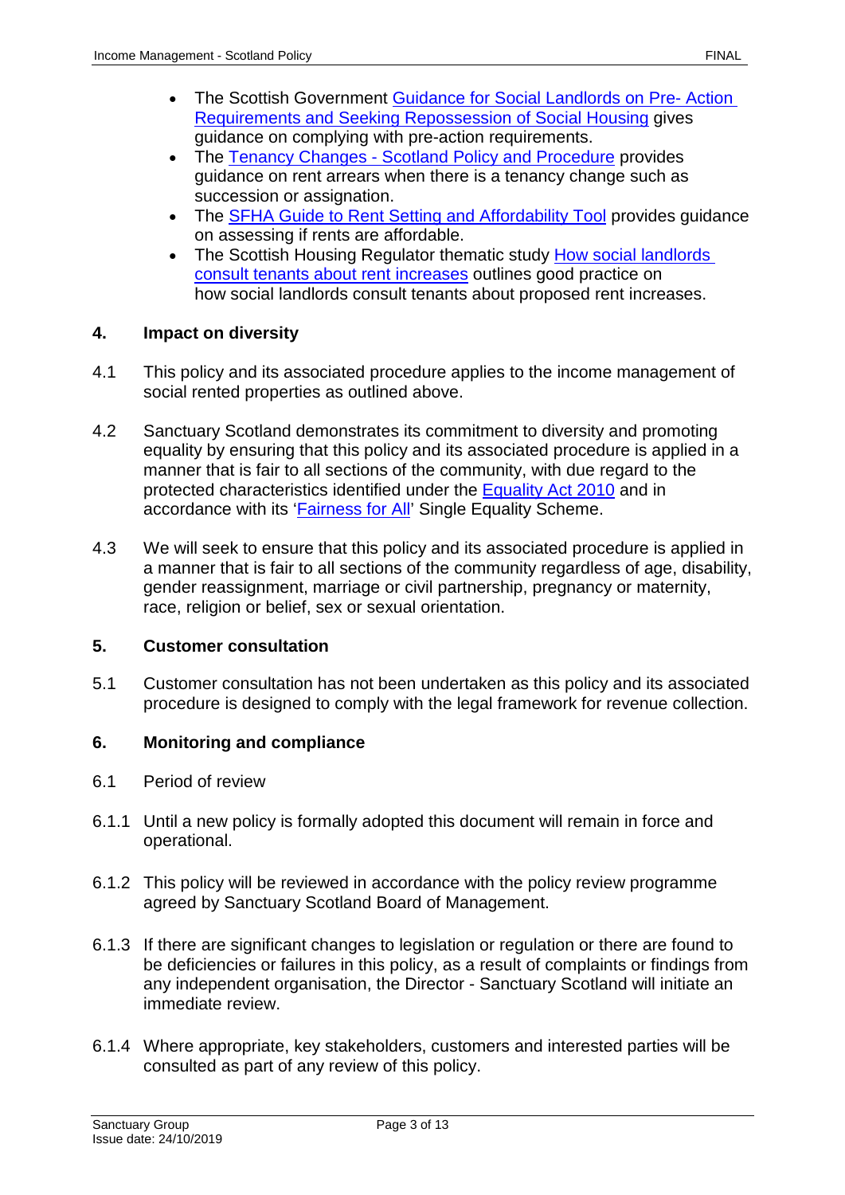- The Scottish Government Guidance for Social Landlords on Pre- Action Requirements and Seeking Repossession of Social Housing gives guidance on complying with pre-action requirements.
- The Tenancy Changes - Scotland Policy and Procedure provides guidance on rent arrears when there is a tenancy change such as succession or assignation.
- The SFHA Guide to Rent Setting and Affordability Tool provides guidance on assessing if rents are affordable.
- The Scottish Housing Regulator thematic study How social landlords consult tenants about rent increases outlines good practice on how social landlords consult tenants about proposed rent increases.

## 4. Impact on diversity

4.1 This policy and its associated procedure applies to the income management of social rented properties as outlined above.

4.2 Sanctuary Scotland demonstrates its commitment to diversity and promoting equality by ensuring that this policy and its associated procedure is applied in a manner that is fair to all sections of the community, with due regard to the protected characteristics identified under the Equality Act 2010 and in accordance with its 'Fairness for All' Single Equality Scheme.

4.3 We will seek to ensure that this policy and its associated procedure is applied in a manner that is fair to all sections of the community regardless of age, disability, gender reassignment, marriage or civil partnership, pregnancy or maternity, race, religion or belief, sex or sexual orientation.

## 5. Customer consultation

5.1 Customer consultation has not been undertaken as this policy and its associated procedure is designed to comply with the legal framework for revenue collection.

## 6. Monitoring and compliance

6.1 Period of review

6.1.1 Until a new policy is formally adopted this document will remain in force and operational.

6.1.2 This policy will be reviewed in accordance with the policy review programme agreed by Sanctuary Scotland Board of Management.

6.1.3 If there are significant changes to legislation or regulation or there are found to be deficiencies or failures in this policy, as a result of complaints or findings from any independent organisation, the Director - Sanctuary Scotland will initiate an immediate review.

6.1.4 Where appropriate, key stakeholders, customers and interested parties will be consulted as part of any review of this policy.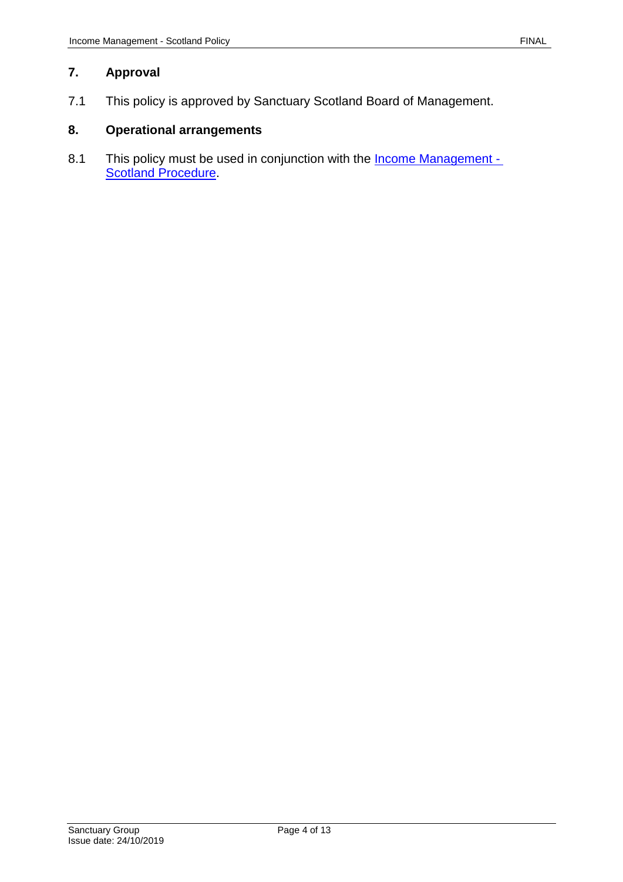## 7. Approval

7.1 This policy is approved by Sanctuary Scotland Board of Management.

## 8. Operational arrangements

8.1 This policy must be used in conjunction with the Income Management - Scotland Procedure.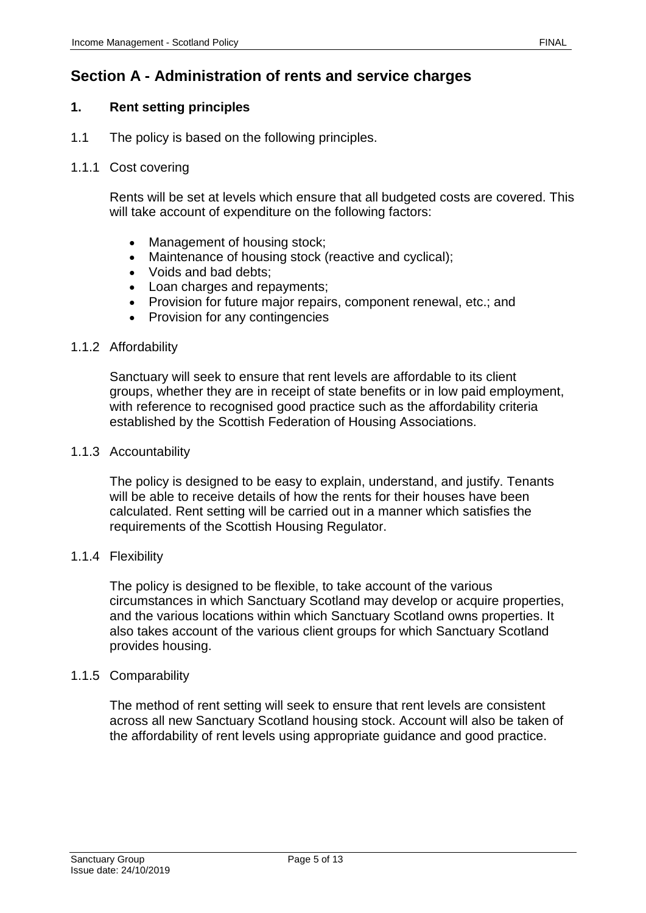## Section A - Administration of rents and service charges

### 1. Rent setting principles

1.1 The policy is based on the following principles.

1.1.1 Cost covering

Rents will be set at levels which ensure that all budgeted costs are covered. This will take account of expenditure on the following factors:

- Management of housing stock;
- Maintenance of housing stock (reactive and cyclical);
- Voids and bad debts;
- Loan charges and repayments;
- Provision for future major repairs, component renewal, etc.; and
- Provision for any contingencies

1.1.2 Affordability

Sanctuary will seek to ensure that rent levels are affordable to its client groups, whether they are in receipt of state benefits or in low paid employment, with reference to recognised good practice such as the affordability criteria established by the Scottish Federation of Housing Associations.

1.1.3 Accountability

The policy is designed to be easy to explain, understand, and justify. Tenants will be able to receive details of how the rents for their houses have been calculated. Rent setting will be carried out in a manner which satisfies the requirements of the Scottish Housing Regulator.

1.1.4 Flexibility

The policy is designed to be flexible, to take account of the various circumstances in which Sanctuary Scotland may develop or acquire properties, and the various locations within which Sanctuary Scotland owns properties. It also takes account of the various client groups for which Sanctuary Scotland provides housing.

1.1.5 Comparability

The method of rent setting will seek to ensure that rent levels are consistent across all new Sanctuary Scotland housing stock. Account will also be taken of the affordability of rent levels using appropriate guidance and good practice.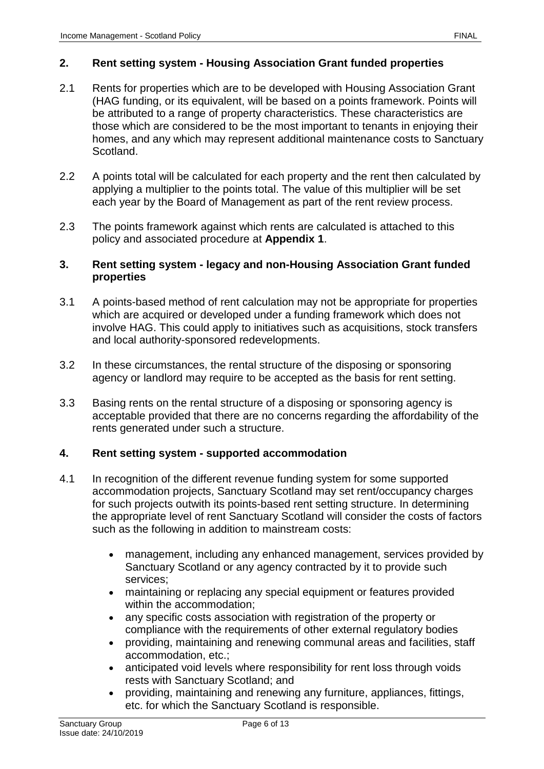## 2. Rent setting system - Housing Association Grant funded properties

2.1 Rents for properties which are to be developed with Housing Association Grant (HAG funding, or its equivalent, will be based on a points framework. Points will be attributed to a range of property characteristics. These characteristics are those which are considered to be the most important to tenants in enjoying their homes, and any which may represent additional maintenance costs to Sanctuary Scotland.

2.2 A points total will be calculated for each property and the rent then calculated by applying a multiplier to the points total. The value of this multiplier will be set each year by the Board of Management as part of the rent review process.

2.3 The points framework against which rents are calculated is attached to this policy and associated procedure at **Appendix 1**.

## 3. Rent setting system - legacy and non-Housing Association Grant funded properties

3.1 A points-based method of rent calculation may not be appropriate for properties which are acquired or developed under a funding framework which does not involve HAG. This could apply to initiatives such as acquisitions, stock transfers and local authority-sponsored redevelopments.

3.2 In these circumstances, the rental structure of the disposing or sponsoring agency or landlord may require to be accepted as the basis for rent setting.

3.3 Basing rents on the rental structure of a disposing or sponsoring agency is acceptable provided that there are no concerns regarding the affordability of the rents generated under such a structure.

## 4. Rent setting system - supported accommodation

4.1 In recognition of the different revenue funding system for some supported accommodation projects, Sanctuary Scotland may set rent/occupancy charges for such projects outwith its points-based rent setting structure. In determining the appropriate level of rent Sanctuary Scotland will consider the costs of factors such as the following in addition to mainstream costs:

- management, including any enhanced management, services provided by Sanctuary Scotland or any agency contracted by it to provide such services;
- maintaining or replacing any special equipment or features provided within the accommodation;
- any specific costs association with registration of the property or compliance with the requirements of other external regulatory bodies
- providing, maintaining and renewing communal areas and facilities, staff accommodation, etc.;
- anticipated void levels where responsibility for rent loss through voids rests with Sanctuary Scotland; and
- providing, maintaining and renewing any furniture, appliances, fittings, etc. for which the Sanctuary Scotland is responsible.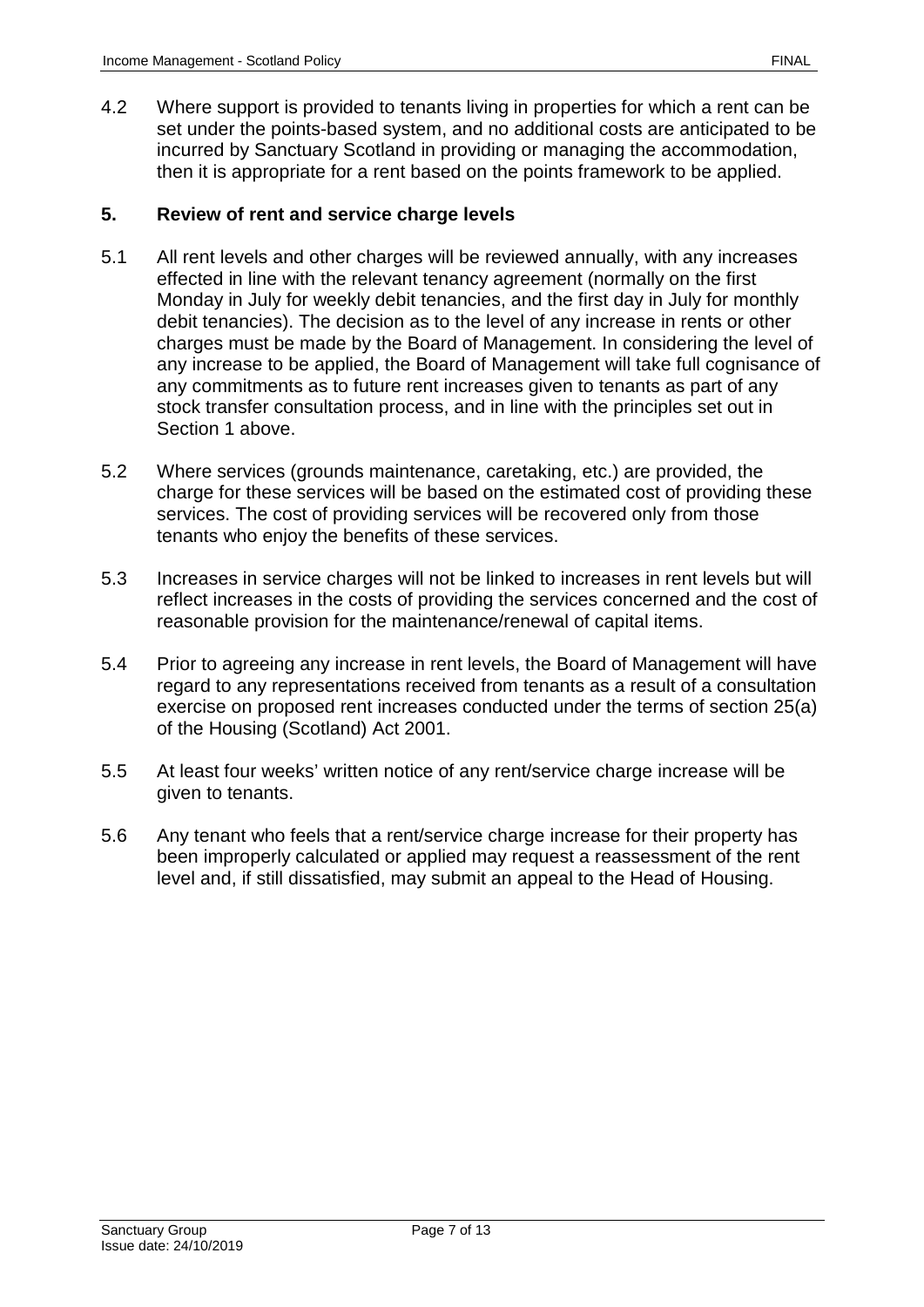4.2 Where support is provided to tenants living in properties for which a rent can be set under the points-based system, and no additional costs are anticipated to be incurred by Sanctuary Scotland in providing or managing the accommodation, then it is appropriate for a rent based on the points framework to be applied.

## 5. Review of rent and service charge levels

5.1 All rent levels and other charges will be reviewed annually, with any increases effected in line with the relevant tenancy agreement (normally on the first Monday in July for weekly debit tenancies, and the first day in July for monthly debit tenancies). The decision as to the level of any increase in rents or other charges must be made by the Board of Management. In considering the level of any increase to be applied, the Board of Management will take full cognisance of any commitments as to future rent increases given to tenants as part of any stock transfer consultation process, and in line with the principles set out in Section 1 above.

5.2 Where services (grounds maintenance, caretaking, etc.) are provided, the charge for these services will be based on the estimated cost of providing these services. The cost of providing services will be recovered only from those tenants who enjoy the benefits of these services.

5.3 Increases in service charges will not be linked to increases in rent levels but will reflect increases in the costs of providing the services concerned and the cost of reasonable provision for the maintenance/renewal of capital items.

5.4 Prior to agreeing any increase in rent levels, the Board of Management will have regard to any representations received from tenants as a result of a consultation exercise on proposed rent increases conducted under the terms of section 25(a) of the Housing (Scotland) Act 2001.

5.5 At least four weeks' written notice of any rent/service charge increase will be given to tenants.

5.6 Any tenant who feels that a rent/service charge increase for their property has been improperly calculated or applied may request a reassessment of the rent level and, if still dissatisfied, may submit an appeal to the Head of Housing.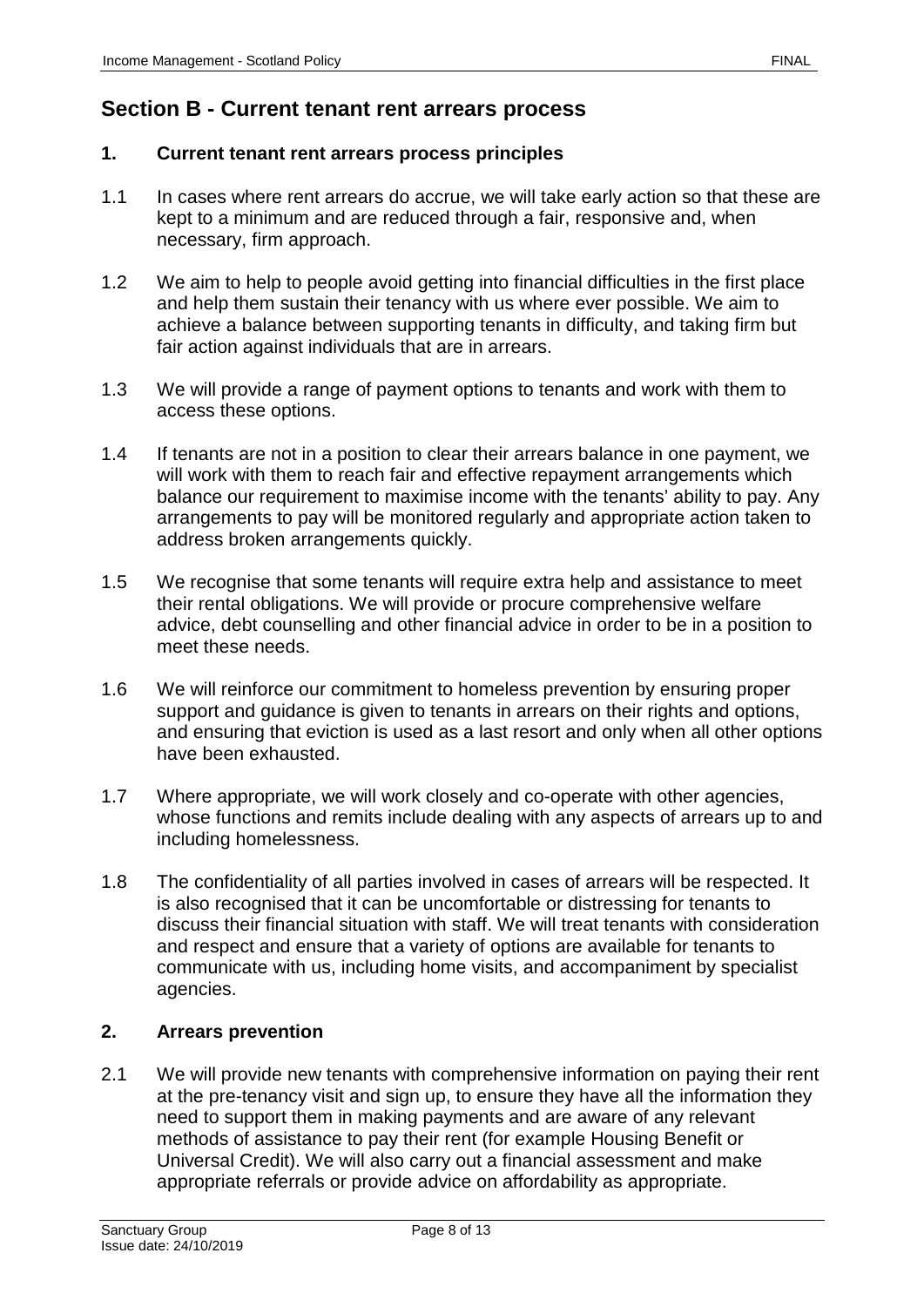## Section B - Current tenant rent arrears process

### 1. Current tenant rent arrears process principles

1.1 In cases where rent arrears do accrue, we will take early action so that these are kept to a minimum and are reduced through a fair, responsive and, when necessary, firm approach.

1.2 We aim to help to people avoid getting into financial difficulties in the first place and help them sustain their tenancy with us where ever possible. We aim to achieve a balance between supporting tenants in difficulty, and taking firm but fair action against individuals that are in arrears.

1.3 We will provide a range of payment options to tenants and work with them to access these options.

1.4 If tenants are not in a position to clear their arrears balance in one payment, we will work with them to reach fair and effective repayment arrangements which balance our requirement to maximise income with the tenants' ability to pay. Any arrangements to pay will be monitored regularly and appropriate action taken to address broken arrangements quickly.

1.5 We recognise that some tenants will require extra help and assistance to meet their rental obligations. We will provide or procure comprehensive welfare advice, debt counselling and other financial advice in order to be in a position to meet these needs.

1.6 We will reinforce our commitment to homeless prevention by ensuring proper support and guidance is given to tenants in arrears on their rights and options, and ensuring that eviction is used as a last resort and only when all other options have been exhausted.

1.7 Where appropriate, we will work closely and co-operate with other agencies, whose functions and remits include dealing with any aspects of arrears up to and including homelessness.

1.8 The confidentiality of all parties involved in cases of arrears will be respected. It is also recognised that it can be uncomfortable or distressing for tenants to discuss their financial situation with staff. We will treat tenants with consideration and respect and ensure that a variety of options are available for tenants to communicate with us, including home visits, and accompaniment by specialist agencies.

### 2. Arrears prevention

2.1 We will provide new tenants with comprehensive information on paying their rent at the pre-tenancy visit and sign up, to ensure they have all the information they need to support them in making payments and are aware of any relevant methods of assistance to pay their rent (for example Housing Benefit or Universal Credit). We will also carry out a financial assessment and make appropriate referrals or provide advice on affordability as appropriate.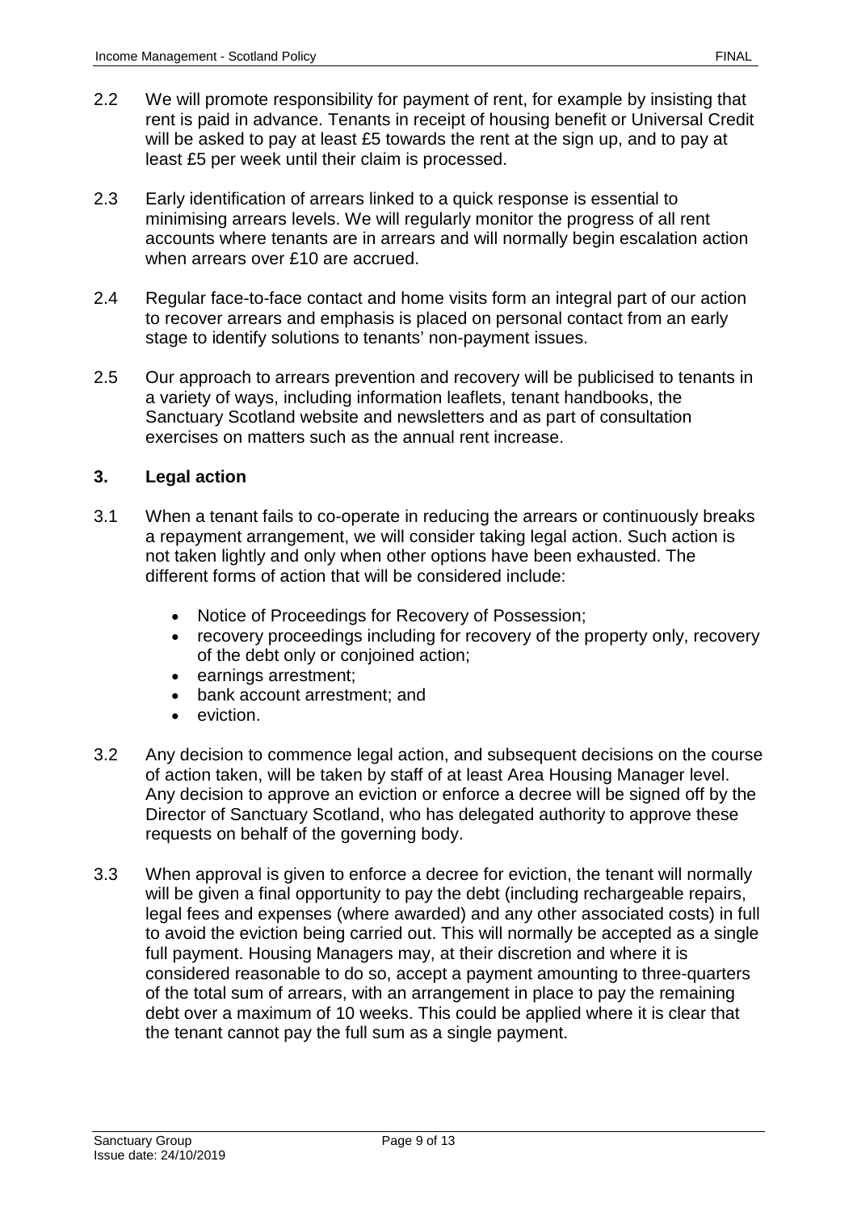2.2 We will promote responsibility for payment of rent, for example by insisting that rent is paid in advance. Tenants in receipt of housing benefit or Universal Credit will be asked to pay at least £5 towards the rent at the sign up, and to pay at least £5 per week until their claim is processed.

2.3 Early identification of arrears linked to a quick response is essential to minimising arrears levels. We will regularly monitor the progress of all rent accounts where tenants are in arrears and will normally begin escalation action when arrears over £10 are accrued.

2.4 Regular face-to-face contact and home visits form an integral part of our action to recover arrears and emphasis is placed on personal contact from an early stage to identify solutions to tenants' non-payment issues.

2.5 Our approach to arrears prevention and recovery will be publicised to tenants in a variety of ways, including information leaflets, tenant handbooks, the Sanctuary Scotland website and newsletters and as part of consultation exercises on matters such as the annual rent increase.

## 3. Legal action

3.1 When a tenant fails to co-operate in reducing the arrears or continuously breaks a repayment arrangement, we will consider taking legal action. Such action is not taken lightly and only when other options have been exhausted. The different forms of action that will be considered include:

- Notice of Proceedings for Recovery of Possession;
- recovery proceedings including for recovery of the property only, recovery of the debt only or conjoined action;
- earnings arrestment;
- bank account arrestment; and
- eviction.

3.2 Any decision to commence legal action, and subsequent decisions on the course of action taken, will be taken by staff of at least Area Housing Manager level. Any decision to approve an eviction or enforce a decree will be signed off by the Director of Sanctuary Scotland, who has delegated authority to approve these requests on behalf of the governing body.

3.3 When approval is given to enforce a decree for eviction, the tenant will normally will be given a final opportunity to pay the debt (including rechargeable repairs, legal fees and expenses (where awarded) and any other associated costs) in full to avoid the eviction being carried out. This will normally be accepted as a single full payment. Housing Managers may, at their discretion and where it is considered reasonable to do so, accept a payment amounting to three-quarters of the total sum of arrears, with an arrangement in place to pay the remaining debt over a maximum of 10 weeks. This could be applied where it is clear that the tenant cannot pay the full sum as a single payment.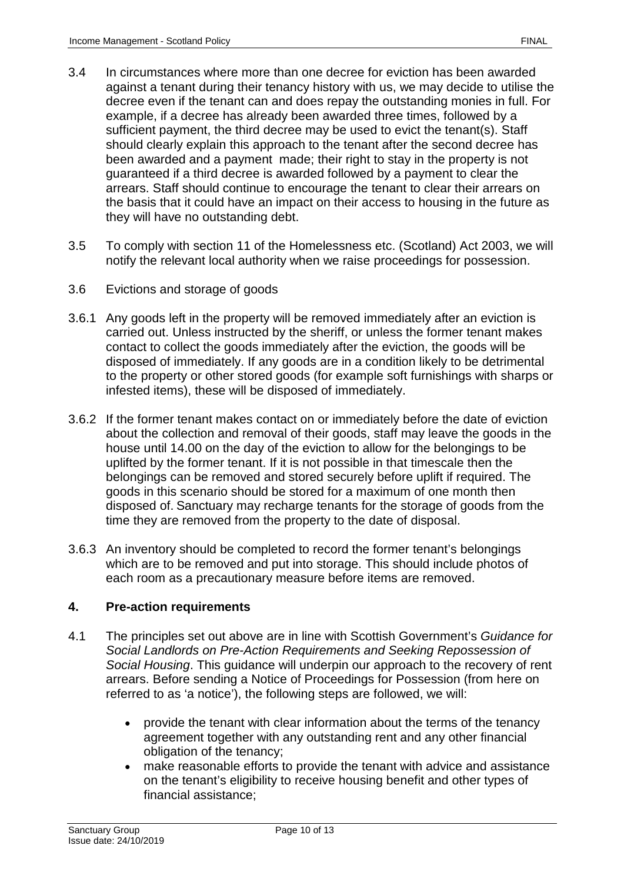3.4 In circumstances where more than one decree for eviction has been awarded against a tenant during their tenancy history with us, we may decide to utilise the decree even if the tenant can and does repay the outstanding monies in full. For example, if a decree has already been awarded three times, followed by a sufficient payment, the third decree may be used to evict the tenant(s). Staff should clearly explain this approach to the tenant after the second decree has been awarded and a payment made; their right to stay in the property is not guaranteed if a third decree is awarded followed by a payment to clear the arrears. Staff should continue to encourage the tenant to clear their arrears on the basis that it could have an impact on their access to housing in the future as they will have no outstanding debt.

3.5 To comply with section 11 of the Homelessness etc. (Scotland) Act 2003, we will notify the relevant local authority when we raise proceedings for possession.

3.6 Evictions and storage of goods

3.6.1 Any goods left in the property will be removed immediately after an eviction is carried out. Unless instructed by the sheriff, or unless the former tenant makes contact to collect the goods immediately after the eviction, the goods will be disposed of immediately. If any goods are in a condition likely to be detrimental to the property or other stored goods (for example soft furnishings with sharps or infested items), these will be disposed of immediately.

3.6.2 If the former tenant makes contact on or immediately before the date of eviction about the collection and removal of their goods, staff may leave the goods in the house until 14.00 on the day of the eviction to allow for the belongings to be uplifted by the former tenant. If it is not possible in that timescale then the belongings can be removed and stored securely before uplift if required. The goods in this scenario should be stored for a maximum of one month then disposed of. Sanctuary may recharge tenants for the storage of goods from the time they are removed from the property to the date of disposal.

3.6.3 An inventory should be completed to record the former tenant's belongings which are to be removed and put into storage. This should include photos of each room as a precautionary measure before items are removed.

## 4. Pre-action requirements

4.1 The principles set out above are in line with Scottish Government's *Guidance for Social Landlords on Pre-Action Requirements and Seeking Repossession of Social Housing*. This guidance will underpin our approach to the recovery of rent arrears. Before sending a Notice of Proceedings for Possession (from here on referred to as 'a notice'), the following steps are followed, we will:

- provide the tenant with clear information about the terms of the tenancy agreement together with any outstanding rent and any other financial obligation of the tenancy;
- make reasonable efforts to provide the tenant with advice and assistance on the tenant's eligibility to receive housing benefit and other types of financial assistance;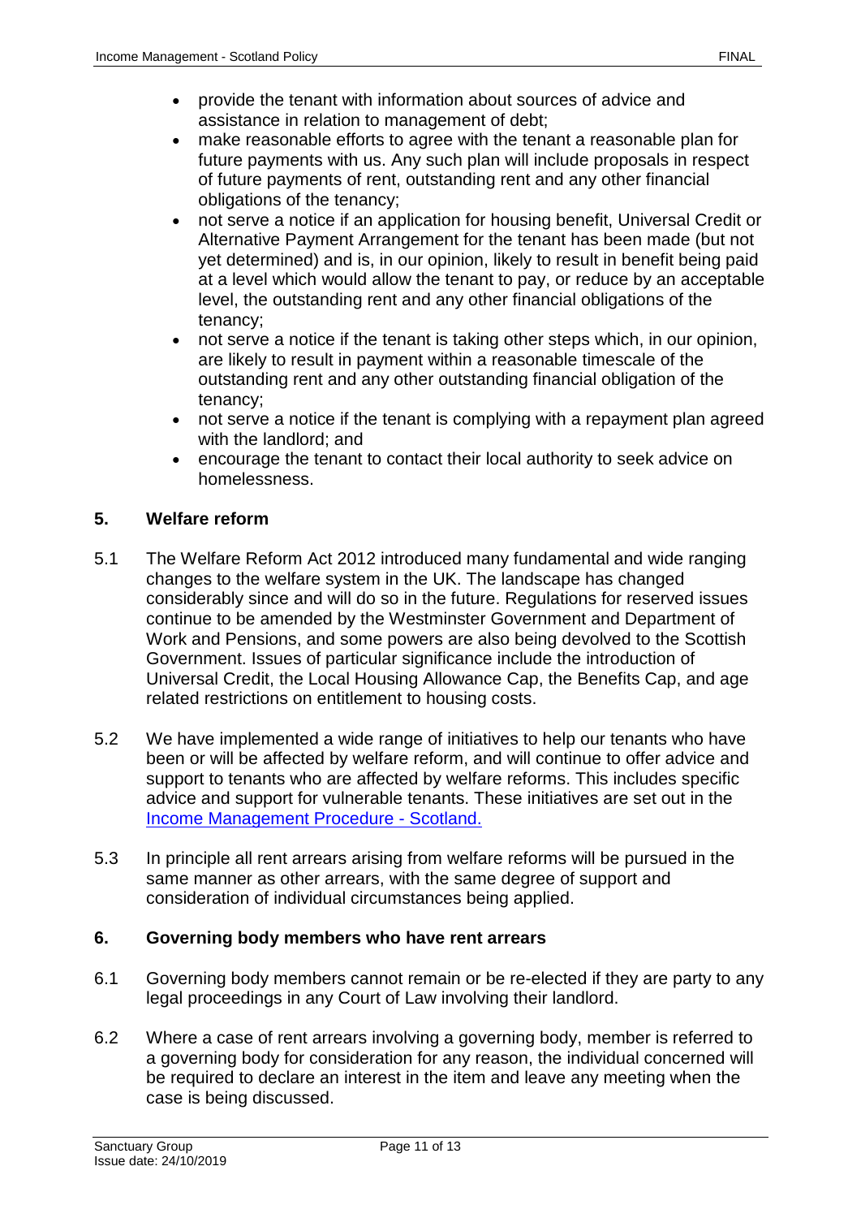- provide the tenant with information about sources of advice and assistance in relation to management of debt;
- make reasonable efforts to agree with the tenant a reasonable plan for future payments with us. Any such plan will include proposals in respect of future payments of rent, outstanding rent and any other financial obligations of the tenancy;
- not serve a notice if an application for housing benefit, Universal Credit or Alternative Payment Arrangement for the tenant has been made (but not yet determined) and is, in our opinion, likely to result in benefit being paid at a level which would allow the tenant to pay, or reduce by an acceptable level, the outstanding rent and any other financial obligations of the tenancy;
- not serve a notice if the tenant is taking other steps which, in our opinion, are likely to result in payment within a reasonable timescale of the outstanding rent and any other outstanding financial obligation of the tenancy;
- not serve a notice if the tenant is complying with a repayment plan agreed with the landlord; and
- encourage the tenant to contact their local authority to seek advice on homelessness.

## 5. Welfare reform

5.1 The Welfare Reform Act 2012 introduced many fundamental and wide ranging changes to the welfare system in the UK. The landscape has changed considerably since and will do so in the future. Regulations for reserved issues continue to be amended by the Westminster Government and Department of Work and Pensions, and some powers are also being devolved to the Scottish Government. Issues of particular significance include the introduction of Universal Credit, the Local Housing Allowance Cap, the Benefits Cap, and age related restrictions on entitlement to housing costs.

5.2 We have implemented a wide range of initiatives to help our tenants who have been or will be affected by welfare reform, and will continue to offer advice and support to tenants who are affected by welfare reforms. This includes specific advice and support for vulnerable tenants. These initiatives are set out in the Income Management Procedure - Scotland.

5.3 In principle all rent arrears arising from welfare reforms will be pursued in the same manner as other arrears, with the same degree of support and consideration of individual circumstances being applied.

## 6. Governing body members who have rent arrears

6.1 Governing body members cannot remain or be re-elected if they are party to any legal proceedings in any Court of Law involving their landlord.

6.2 Where a case of rent arrears involving a governing body, member is referred to a governing body for consideration for any reason, the individual concerned will be required to declare an interest in the item and leave any meeting when the case is being discussed.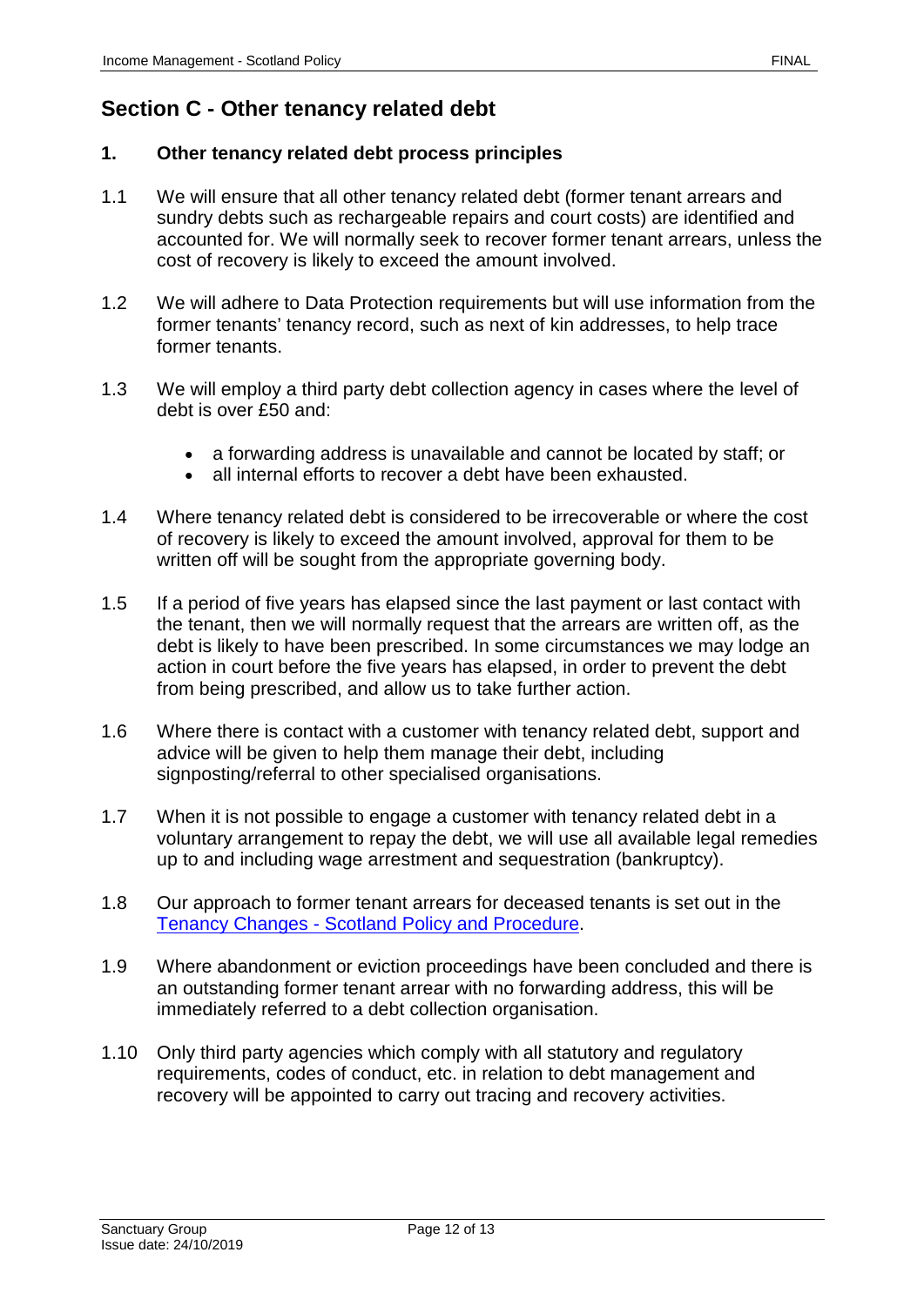## Section C - Other tenancy related debt

### 1. Other tenancy related debt process principles

1.1 We will ensure that all other tenancy related debt (former tenant arrears and sundry debts such as rechargeable repairs and court costs) are identified and accounted for. We will normally seek to recover former tenant arrears, unless the cost of recovery is likely to exceed the amount involved.

1.2 We will adhere to Data Protection requirements but will use information from the former tenants' tenancy record, such as next of kin addresses, to help trace former tenants.

1.3 We will employ a third party debt collection agency in cases where the level of debt is over £50 and:

- a forwarding address is unavailable and cannot be located by staff; or
- all internal efforts to recover a debt have been exhausted.

1.4 Where tenancy related debt is considered to be irrecoverable or where the cost of recovery is likely to exceed the amount involved, approval for them to be written off will be sought from the appropriate governing body.

1.5 If a period of five years has elapsed since the last payment or last contact with the tenant, then we will normally request that the arrears are written off, as the debt is likely to have been prescribed. In some circumstances we may lodge an action in court before the five years has elapsed, in order to prevent the debt from being prescribed, and allow us to take further action.

1.6 Where there is contact with a customer with tenancy related debt, support and advice will be given to help them manage their debt, including signposting/referral to other specialised organisations.

1.7 When it is not possible to engage a customer with tenancy related debt in a voluntary arrangement to repay the debt, we will use all available legal remedies up to and including wage arrestment and sequestration (bankruptcy).

1.8 Our approach to former tenant arrears for deceased tenants is set out in the Tenancy Changes - Scotland Policy and Procedure.

1.9 Where abandonment or eviction proceedings have been concluded and there is an outstanding former tenant arrear with no forwarding address, this will be immediately referred to a debt collection organisation.

1.10 Only third party agencies which comply with all statutory and regulatory requirements, codes of conduct, etc. in relation to debt management and recovery will be appointed to carry out tracing and recovery activities.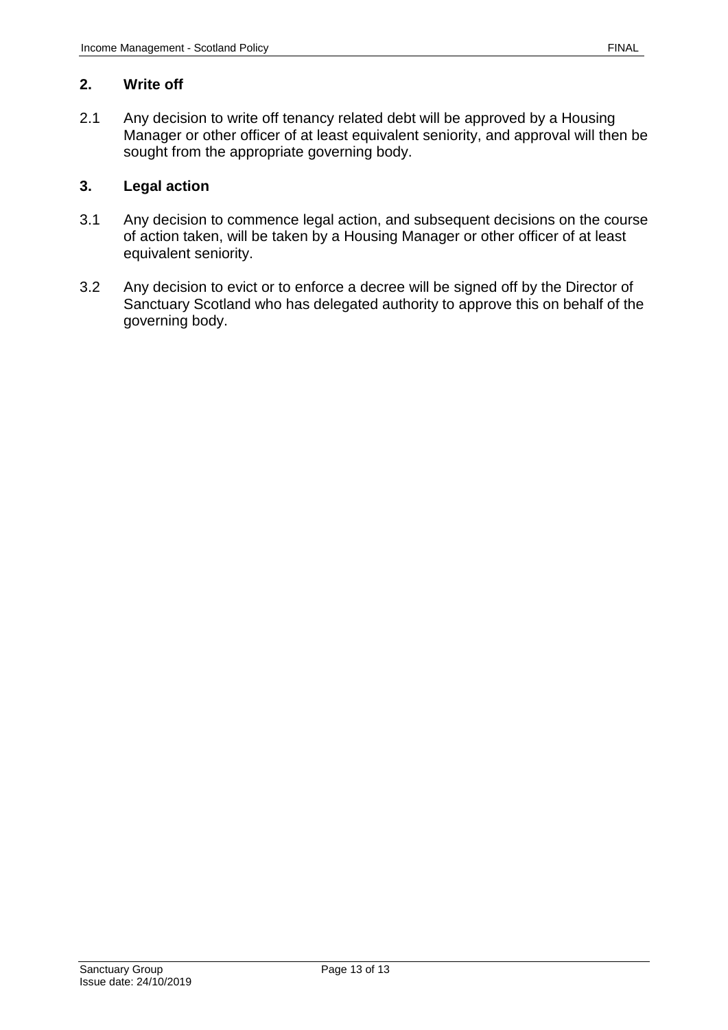## 2. Write off

2.1 Any decision to write off tenancy related debt will be approved by a Housing Manager or other officer of at least equivalent seniority, and approval will then be sought from the appropriate governing body.

## 3. Legal action

3.1 Any decision to commence legal action, and subsequent decisions on the course of action taken, will be taken by a Housing Manager or other officer of at least equivalent seniority.

3.2 Any decision to evict or to enforce a decree will be signed off by the Director of Sanctuary Scotland who has delegated authority to approve this on behalf of the governing body.